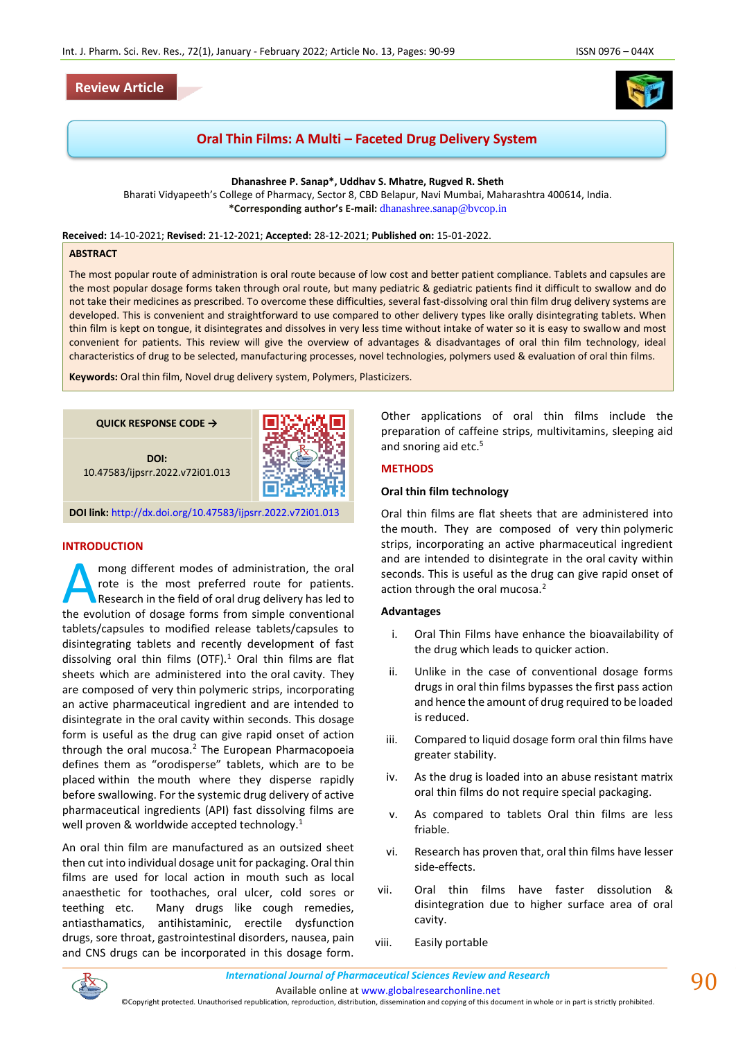Review Article

# Oral Thin Films: A Multi – Faceted Drug Delivery System

**Dhanashree P. Sanap*, Uddhav S. Mhatre, Rugved R. Sheth**

Bharati Vidyapeeth's College of Pharmacy, Sector 8, CBD Belapur, Navi Mumbai, Maharashtra 400614, India.

***Corresponding author's E-mail:** dhanashree.sanap@bvcop.in

**Received:** 14-10-2021; **Revised:** 21-12-2021; **Accepted:** 28-12-2021; **Published on:** 15-01-2022.

## ABSTRACT

The most popular route of administration is oral route because of low cost and better patient compliance. Tablets and capsules are the most popular dosage forms taken through oral route, but many pediatric & gediatric patients find it difficult to swallow and do not take their medicines as prescribed. To overcome these difficulties, several fast-dissolving oral thin film drug delivery systems are developed. This is convenient and straightforward to use compared to other delivery types like orally disintegrating tablets. When thin film is kept on tongue, it disintegrates and dissolves in very less time without intake of water so it is easy to swallow and most convenient for patients. This review will give the overview of advantages & disadvantages of oral thin film technology, ideal characteristics of drug to be selected, manufacturing processes, novel technologies, polymers used & evaluation of oral thin films.

**Keywords:** Oral thin film, Novel drug delivery system, Polymers, Plasticizers.

QUICK RESPONSE CODE →

DOI: 10.47583/ijpsrr.2022.v72i01.013

**DOI link:** http://dx.doi.org/10.47583/ijpsrr.2022.v72i01.013

## INTRODUCTION

Among different modes of administration, the oral rote is the most preferred route for patients. Research in the field of oral drug delivery has led to the evolution of dosage forms from simple conventional tablets/capsules to modified release tablets/capsules to disintegrating tablets and recently development of fast dissolving oral thin films (OTF).[1] Oral thin films are flat sheets which are administered into the oral cavity. They are composed of very thin polymeric strips, incorporating an active pharmaceutical ingredient and are intended to disintegrate in the oral cavity within seconds. This dosage form is useful as the drug can give rapid onset of action through the oral mucosa.[2] The European Pharmacopoeia defines them as "orodisperse" tablets, which are to be placed within the mouth where they disperse rapidly before swallowing. For the systemic drug delivery of active pharmaceutical ingredients (API) fast dissolving films are well proven & worldwide accepted technology.[1]

An oral thin film are manufactured as an outsized sheet then cut into individual dosage unit for packaging. Oral thin films are used for local action in mouth such as local anaesthetic for toothaches, oral ulcer, cold sores or teething etc. Many drugs like cough remedies, antiasthamatics, antihistaminic, erectile dysfunction drugs, sore throat, gastrointestinal disorders, nausea, pain and CNS drugs can be incorporated in this dosage form. Other applications of oral thin films include the preparation of caffeine strips, multivitamins, sleeping aid and snoring aid etc.[5]

## METHODS

### Oral thin film technology

Oral thin films are flat sheets that are administered into the mouth. They are composed of very thin polymeric strips, incorporating an active pharmaceutical ingredient and are intended to disintegrate in the oral cavity within seconds. This is useful as the drug can give rapid onset of action through the oral mucosa.[2]

### Advantages

i. Oral Thin Films have enhance the bioavailability of the drug which leads to quicker action.

ii. Unlike in the case of conventional dosage forms drugs in oral thin films bypasses the first pass action and hence the amount of drug required to be loaded is reduced.

iii. Compared to liquid dosage form oral thin films have greater stability.

iv. As the drug is loaded into an abuse resistant matrix oral thin films do not require special packaging.

v. As compared to tablets Oral thin films are less friable.

vi. Research has proven that, oral thin films have lesser side-effects.

vii. Oral thin films have faster dissolution & disintegration due to higher surface area of oral cavity.

viii. Easily portable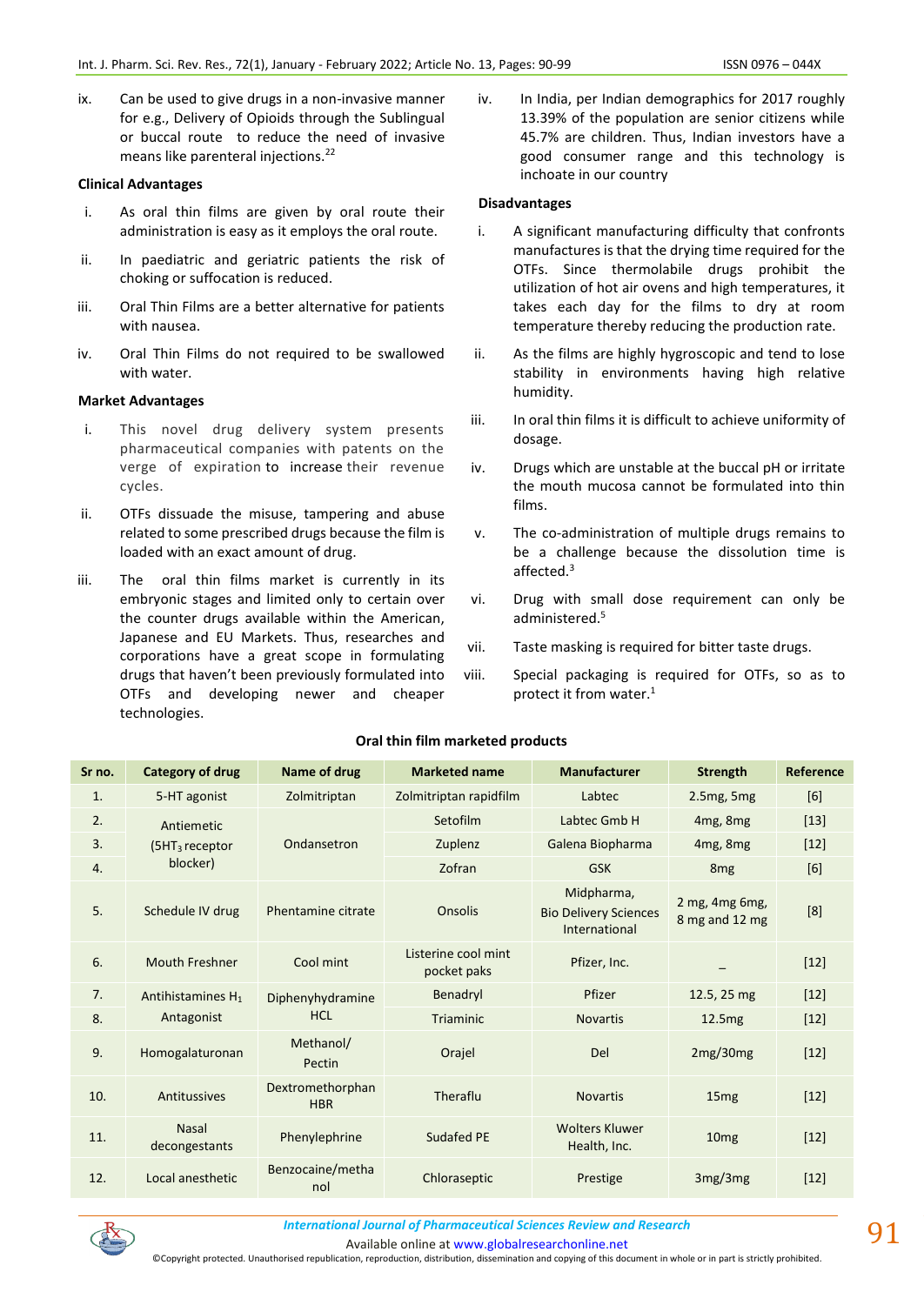ix. Can be used to give drugs in a non-invasive manner for e.g., Delivery of Opioids through the Sublingual or buccal route to reduce the need of invasive means like parenteral injections.[22]

**Clinical Advantages**

i. As oral thin films are given by oral route their administration is easy as it employs the oral route.

ii. In paediatric and geriatric patients the risk of choking or suffocation is reduced.

iii. Oral Thin Films are a better alternative for patients with nausea.

iv. Oral Thin Films do not required to be swallowed with water.

**Market Advantages**

i. This novel drug delivery system presents pharmaceutical companies with patents on the verge of expiration to increase their revenue cycles.

ii. OTFs dissuade the misuse, tampering and abuse related to some prescribed drugs because the film is loaded with an exact amount of drug.

iii. The oral thin films market is currently in its embryonic stages and limited only to certain over the counter drugs available within the American, Japanese and EU Markets. Thus, researches and corporations have a great scope in formulating drugs that haven't been previously formulated into OTFs and developing newer and cheaper technologies.

iv. In India, per Indian demographics for 2017 roughly 13.39% of the population are senior citizens while 45.7% are children. Thus, Indian investors have a good consumer range and this technology is inchoate in our country

**Disadvantages**

i. A significant manufacturing difficulty that confronts manufactures is that the drying time required for the OTFs. Since thermolabile drugs prohibit the utilization of hot air ovens and high temperatures, it takes each day for the films to dry at room temperature thereby reducing the production rate.

ii. As the films are highly hygroscopic and tend to lose stability in environments having high relative humidity.

iii. In oral thin films it is difficult to achieve uniformity of dosage.

iv. Drugs which are unstable at the buccal pH or irritate the mouth mucosa cannot be formulated into thin films.

v. The co-administration of multiple drugs remains to be a challenge because the dissolution time is affected.[3]

vi. Drug with small dose requirement can only be administered.[5]

vii. Taste masking is required for bitter taste drugs.

viii. Special packaging is required for OTFs, so as to protect it from water.[1]

**Oral thin film marketed products**

| Sr no. | Category of drug | Name of drug | Marketed name | Manufacturer | Strength | Reference |
|---|---|---|---|---|---|---|
| 1. | 5-HT agonist | Zolmitriptan | Zolmitriptan rapidfilm | Labtec | 2.5mg, 5mg | [6] |
| 2. | Antiemetic ($5HT_3$ receptor blocker) | Ondansetron | Setofilm | Labtec Gmb H | 4mg, 8mg | [13] |
| 3. | | | Zuplenz | Galena Biopharma | 4mg, 8mg | [12] |
| 4. | | | Zofran | GSK | 8mg | [6] |
| 5. | Schedule IV drug | Phentamine citrate | Onsolis | Midpharma, Bio Delivery Sciences International | 2 mg, 4mg 6mg, 8 mg and 12 mg | [8] |
| 6. | Mouth Freshner | Cool mint | Listerine cool mint pocket paks | Pfizer, Inc. | – | [12] |
| 7. | Antihistamines $H_1$ Antagonist | Diphenyhydramine HCL | Benadryl | Pfizer | 12.5, 25 mg | [12] |
| 8. | | | Triaminic | Novartis | 12.5mg | [12] |
| 9. | Homogalaturonan | Methanol/ Pectin | Orajel | Del | 2mg/30mg | [12] |
| 10. | Antitussives | Dextromethorphan HBR | Theraflu | Novartis | 15mg | [12] |
| 11. | Nasal decongestants | Phenylephrine | Sudafed PE | Wolters Kluwer Health, Inc. | 10mg | [12] |
| 12. | Local anesthetic | Benzocaine/methanol | Chloraseptic | Prestige | 3mg/3mg | [12] |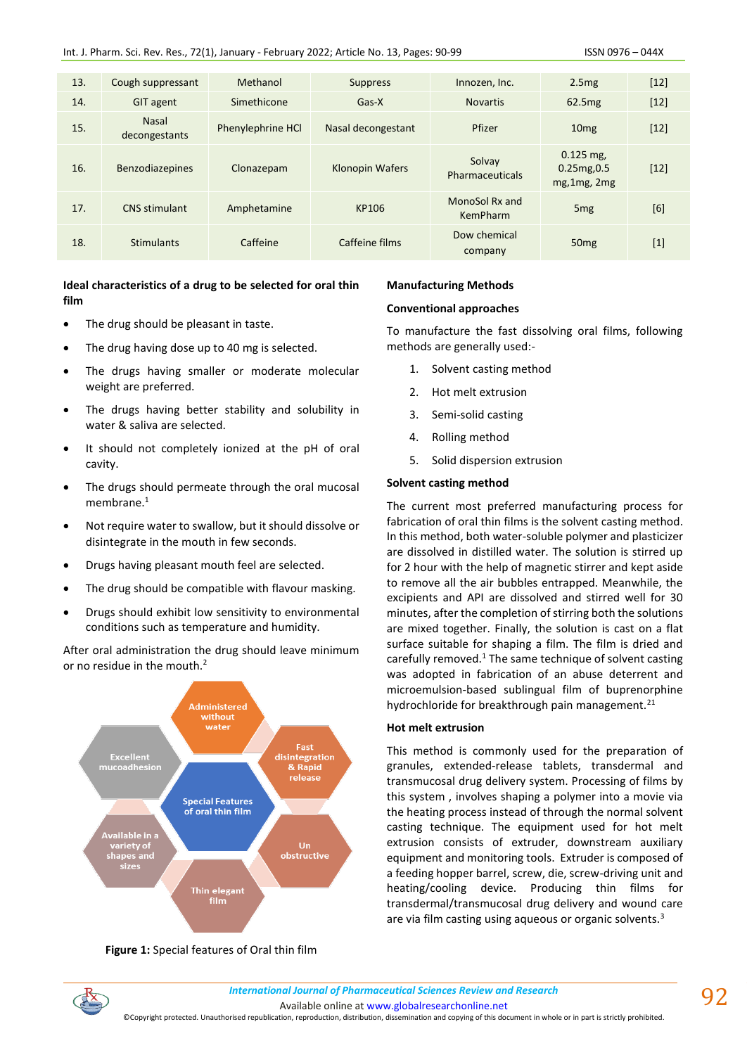| 13. | Cough suppressant | Methanol | Suppress | Innozen, Inc. | 2.5mg | [12] |
|---|---|---|---|---|---|---|
| 14. | GIT agent | Simethicone | Gas-X | Novartis | 62.5mg | [12] |
| 15. | Nasal decongestants | Phenylephrine HCl | Nasal decongestant | Pfizer | 10mg | [12] |
| 16. | Benzodiazepines | Clonazepam | Klonopin Wafers | Solvay Pharmaceuticals | 0.125 mg, 0.25mg,0.5 mg,1mg, 2mg | [12] |
| 17. | CNS stimulant | Amphetamine | KP106 | MonoSol Rx and KemPharm | 5mg | [6] |
| 18. | Stimulants | Caffeine | Caffeine films | Dow chemical company | 50mg | [1] |

**Ideal characteristics of a drug to be selected for oral thin film**

- The drug should be pleasant in taste.
- The drug having dose up to 40 mg is selected.
- The drugs having smaller or moderate molecular weight are preferred.
- The drugs having better stability and solubility in water & saliva are selected.
- It should not completely ionized at the pH of oral cavity.
- The drugs should permeate through the oral mucosal membrane.[1]
- Not require water to swallow, but it should dissolve or disintegrate in the mouth in few seconds.
- Drugs having pleasant mouth feel are selected.
- The drug should be compatible with flavour masking.
- Drugs should exhibit low sensitivity to environmental conditions such as temperature and humidity.

After oral administration the drug should leave minimum or no residue in the mouth.[2]

Administered without water; Fast disintegration & Rapid release; Un obstructive; Thin elegant film; Available in a variety of shapes and sizes; Excellent mucoadhesion; Special Features of oral thin film

**Figure 1:** Special features of Oral thin film

**Manufacturing Methods**

**Conventional approaches**

To manufacture the fast dissolving oral films, following methods are generally used:-

1. Solvent casting method
2. Hot melt extrusion
3. Semi-solid casting
4. Rolling method
5. Solid dispersion extrusion

**Solvent casting method**

The current most preferred manufacturing process for fabrication of oral thin films is the solvent casting method. In this method, both water-soluble polymer and plasticizer are dissolved in distilled water. The solution is stirred up for 2 hour with the help of magnetic stirrer and kept aside to remove all the air bubbles entrapped. Meanwhile, the excipients and API are dissolved and stirred well for 30 minutes, after the completion of stirring both the solutions are mixed together. Finally, the solution is cast on a flat surface suitable for shaping a film. The film is dried and carefully removed.[1] The same technique of solvent casting was adopted in fabrication of an abuse deterrent and microemulsion-based sublingual film of buprenorphine hydrochloride for breakthrough pain management.[21]

**Hot melt extrusion**

This method is commonly used for the preparation of granules, extended-release tablets, transdermal and transmucosal drug delivery system. Processing of films by this system , involves shaping a polymer into a movie via the heating process instead of through the normal solvent casting technique. The equipment used for hot melt extrusion consists of extruder, downstream auxiliary equipment and monitoring tools. Extruder is composed of a feeding hopper barrel, screw, die, screw-driving unit and heating/cooling device. Producing thin films for transdermal/transmucosal drug delivery and wound care are via film casting using aqueous or organic solvents.[3]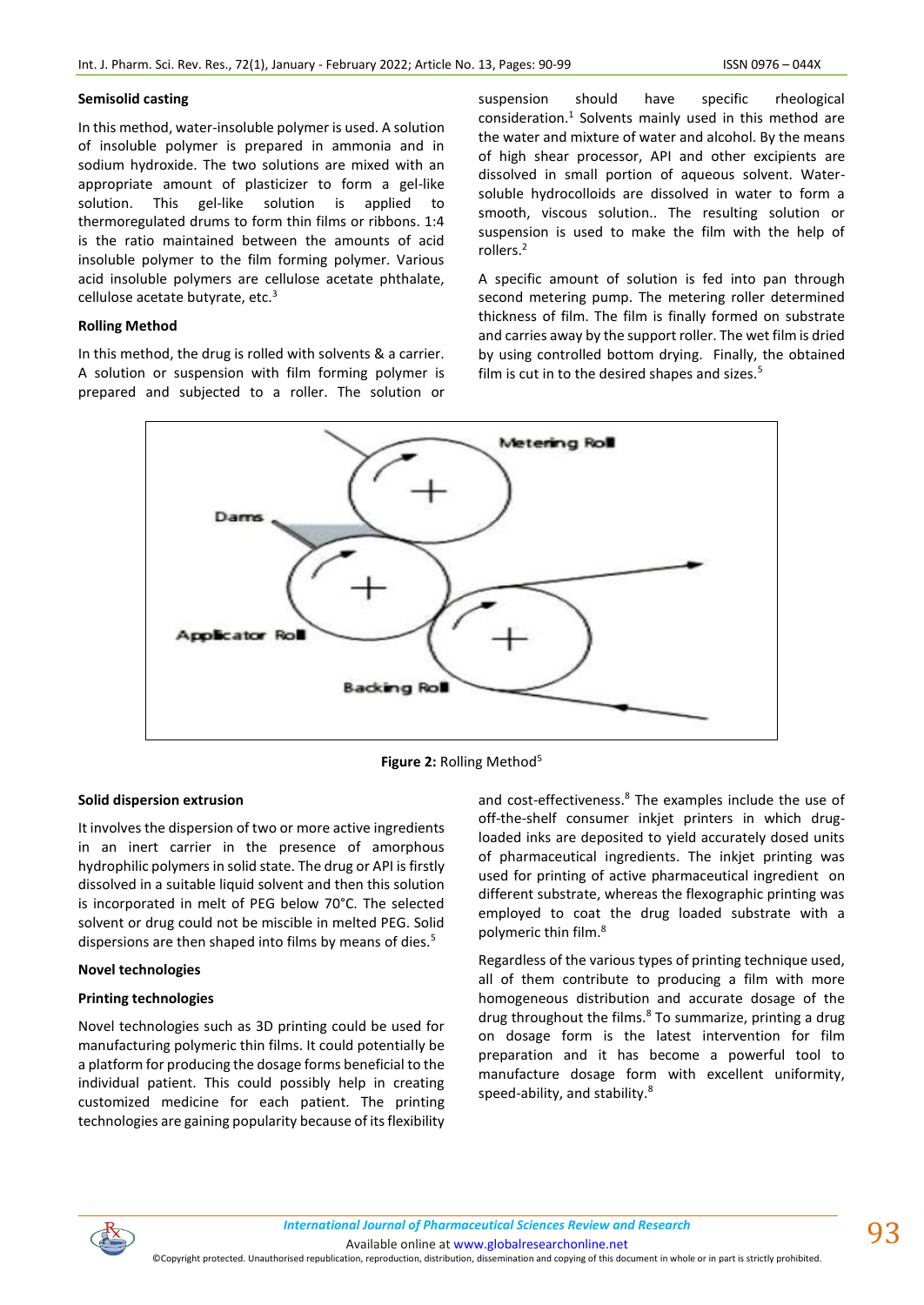**Semisolid casting**

In this method, water-insoluble polymer is used. A solution of insoluble polymer is prepared in ammonia and in sodium hydroxide. The two solutions are mixed with an appropriate amount of plasticizer to form a gel-like solution. This gel-like solution is applied to thermoregulated drums to form thin films or ribbons. 1:4 is the ratio maintained between the amounts of acid insoluble polymer to the film forming polymer. Various acid insoluble polymers are cellulose acetate phthalate, cellulose acetate butyrate, etc.[3]

**Rolling Method**

In this method, the drug is rolled with solvents & a carrier. A solution or suspension with film forming polymer is prepared and subjected to a roller. The solution or suspension should have specific rheological consideration.[1] Solvents mainly used in this method are the water and mixture of water and alcohol. By the means of high shear processor, API and other excipients are dissolved in small portion of aqueous solvent. Water-soluble hydrocolloids are dissolved in water to form a smooth, viscous solution.. The resulting solution or suspension is used to make the film with the help of rollers.[2]

A specific amount of solution is fed into pan through second metering pump. The metering roller determined thickness of film. The film is finally formed on substrate and carries away by the support roller. The wet film is dried by using controlled bottom drying. Finally, the obtained film is cut in to the desired shapes and sizes.[5]

Metering Roll

Dams

Applicator Roll

Backing Roll

**Figure 2:** Rolling Method[5]

**Solid dispersion extrusion**

It involves the dispersion of two or more active ingredients in an inert carrier in the presence of amorphous hydrophilic polymers in solid state. The drug or API is firstly dissolved in a suitable liquid solvent and then this solution is incorporated in melt of PEG below 70°C. The selected solvent or drug could not be miscible in melted PEG. Solid dispersions are then shaped into films by means of dies.[5]

**Novel technologies**

**Printing technologies**

Novel technologies such as 3D printing could be used for manufacturing polymeric thin films. It could potentially be a platform for producing the dosage forms beneficial to the individual patient. This could possibly help in creating customized medicine for each patient. The printing technologies are gaining popularity because of its flexibility and cost-effectiveness.[8] The examples include the use of off-the-shelf consumer inkjet printers in which drug-loaded inks are deposited to yield accurately dosed units of pharmaceutical ingredients. The inkjet printing was used for printing of active pharmaceutical ingredient on different substrate, whereas the flexographic printing was employed to coat the drug loaded substrate with a polymeric thin film.[8]

Regardless of the various types of printing technique used, all of them contribute to producing a film with more homogeneous distribution and accurate dosage of the drug throughout the films.[8] To summarize, printing a drug on dosage form is the latest intervention for film preparation and it has become a powerful tool to manufacture dosage form with excellent uniformity, speed-ability, and stability.[8]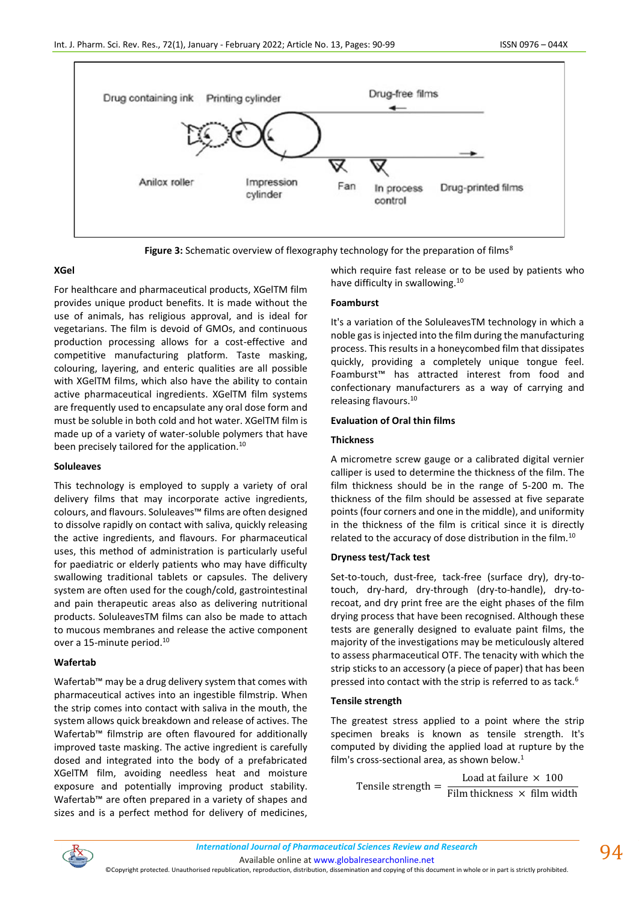Drug containing ink

Printing cylinder

Drug-free films

Anilox roller

Impression cylinder

Fan

In process control

Drug-printed films

**Figure 3:** Schematic overview of flexography technology for the preparation of films[8]

### XGel

For healthcare and pharmaceutical products, XGelTM film provides unique product benefits. It is made without the use of animals, has religious approval, and is ideal for vegetarians. The film is devoid of GMOs, and continuous production processing allows for a cost-effective and competitive manufacturing platform. Taste masking, colouring, layering, and enteric qualities are all possible with XGelTM films, which also have the ability to contain active pharmaceutical ingredients. XGelTM film systems are frequently used to encapsulate any oral dose form and must be soluble in both cold and hot water. XGelTM film is made up of a variety of water-soluble polymers that have been precisely tailored for the application.[10]

### Soluleaves

This technology is employed to supply a variety of oral delivery films that may incorporate active ingredients, colours, and flavours. Soluleaves™ films are often designed to dissolve rapidly on contact with saliva, quickly releasing the active ingredients, and flavours. For pharmaceutical uses, this method of administration is particularly useful for paediatric or elderly patients who may have difficulty swallowing traditional tablets or capsules. The delivery system are often used for the cough/cold, gastrointestinal and pain therapeutic areas also as delivering nutritional products. SoluleavesTM films can also be made to attach to mucous membranes and release the active component over a 15-minute period.[10]

### Wafertab

Wafertab™ may be a drug delivery system that comes with pharmaceutical actives into an ingestible filmstrip. When the strip comes into contact with saliva in the mouth, the system allows quick breakdown and release of actives. The Wafertab™ filmstrip are often flavoured for additionally improved taste masking. The active ingredient is carefully dosed and integrated into the body of a prefabricated XGelTM film, avoiding needless heat and moisture exposure and potentially improving product stability. Wafertab™ are often prepared in a variety of shapes and sizes and is a perfect method for delivery of medicines, which require fast release or to be used by patients who have difficulty in swallowing.[10]

### Foamburst

It's a variation of the SoluleavesTM technology in which a noble gas is injected into the film during the manufacturing process. This results in a honeycombed film that dissipates quickly, providing a completely unique tongue feel. Foamburst™ has attracted interest from food and confectionary manufacturers as a way of carrying and releasing flavours.[10]

## Evaluation of Oral thin films

### Thickness

A micrometre screw gauge or a calibrated digital vernier calliper is used to determine the thickness of the film. The film thickness should be in the range of 5-200 m. The thickness of the film should be assessed at five separate points (four corners and one in the middle), and uniformity in the thickness of the film is critical since it is directly related to the accuracy of dose distribution in the film.[10]

### Dryness test/Tack test

Set-to-touch, dust-free, tack-free (surface dry), dry-to-touch, dry-hard, dry-through (dry-to-handle), dry-to-recoat, and dry print free are the eight phases of the film drying process that have been recognised. Although these tests are generally designed to evaluate paint films, the majority of the investigations may be meticulously altered to assess pharmaceutical OTF. The tenacity with which the strip sticks to an accessory (a piece of paper) that has been pressed into contact with the strip is referred to as tack.[6]

### Tensile strength

The greatest stress applied to a point where the strip specimen breaks is known as tensile strength. It's computed by dividing the applied load at rupture by the film's cross-sectional area, as shown below.[1]

$$\text{Tensile strength} = \frac{\text{Load at failure} \times 100}{\text{Film thickness} \times \text{film width}}$$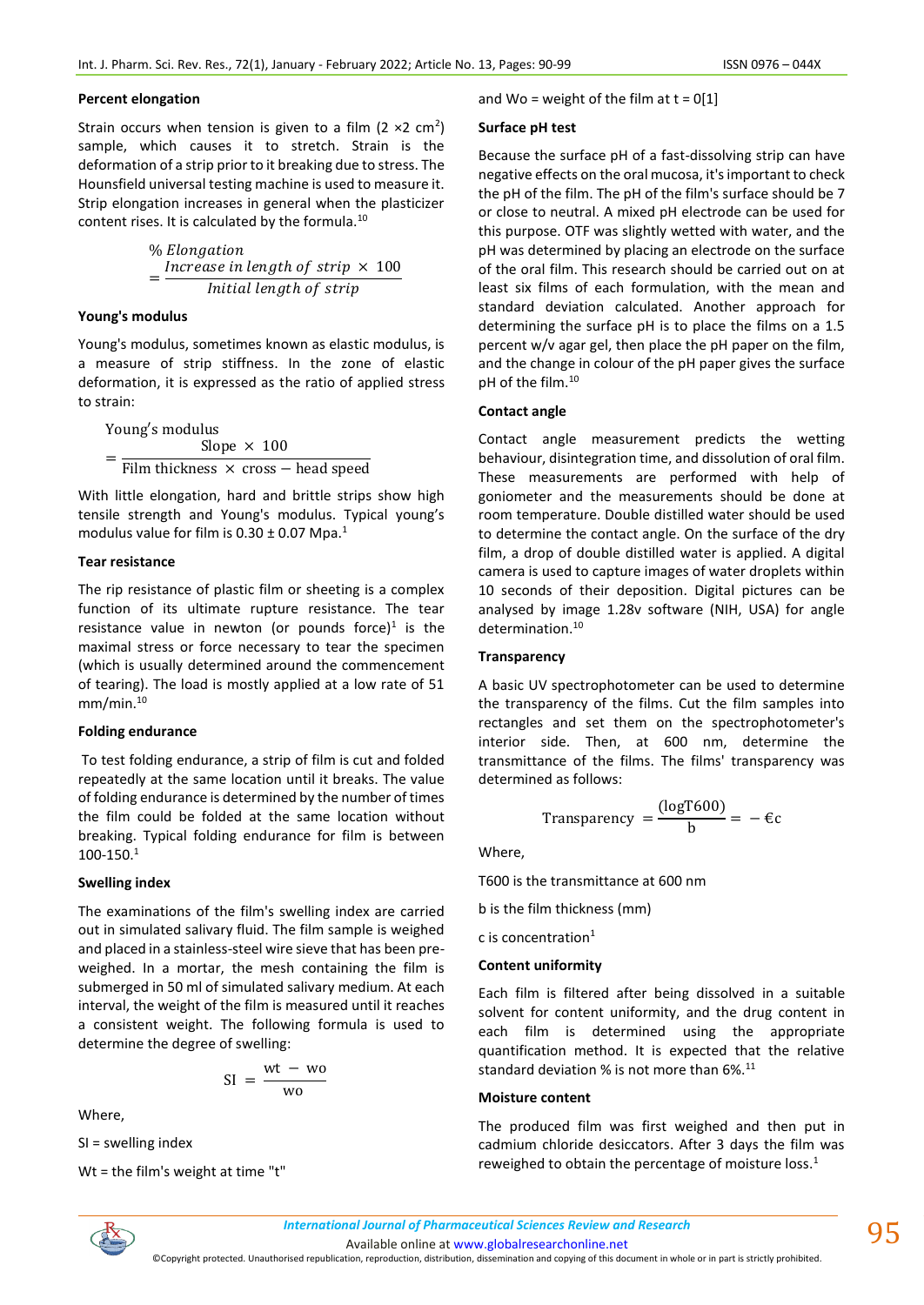### Percent elongation

Strain occurs when tension is given to a film (2 ×2 $cm^2$) sample, which causes it to stretch. Strain is the deformation of a strip prior to it breaking due to stress. The Hounsfield universal testing machine is used to measure it. Strip elongation increases in general when the plasticizer content rises. It is calculated by the formula.[10]

$$\% \, Elongation = \frac{Increase \, in \, length \, of \, strip \times 100}{Initial \, length \, of \, strip}$$

### Young's modulus

Young's modulus, sometimes known as elastic modulus, is a measure of strip stiffness. In the zone of elastic deformation, it is expressed as the ratio of applied stress to strain:

$$\text{Young's modulus} = \frac{\text{Slope} \times 100}{\text{Film thickness} \times \text{cross} - \text{head speed}}$$

With little elongation, hard and brittle strips show high tensile strength and Young's modulus. Typical young's modulus value for film is 0.30 ± 0.07 Mpa.[1]

### Tear resistance

The rip resistance of plastic film or sheeting is a complex function of its ultimate rupture resistance. The tear resistance value in newton (or pounds force)[1] is the maximal stress or force necessary to tear the specimen (which is usually determined around the commencement of tearing). The load is mostly applied at a low rate of 51 mm/min.[10]

### Folding endurance

To test folding endurance, a strip of film is cut and folded repeatedly at the same location until it breaks. The value of folding endurance is determined by the number of times the film could be folded at the same location without breaking. Typical folding endurance for film is between 100-150.[1]

### Swelling index

The examinations of the film's swelling index are carried out in simulated salivary fluid. The film sample is weighed and placed in a stainless-steel wire sieve that has been pre-weighed. In a mortar, the mesh containing the film is submerged in 50 ml of simulated salivary medium. At each interval, the weight of the film is measured until it reaches a consistent weight. The following formula is used to determine the degree of swelling:

$$SI = \frac{wt - wo}{wo}$$

Where,

SI = swelling index

Wt = the film's weight at time "t"

and Wo = weight of the film at t = 0[1]

### Surface pH test

Because the surface pH of a fast-dissolving strip can have negative effects on the oral mucosa, it's important to check the pH of the film. The pH of the film's surface should be 7 or close to neutral. A mixed pH electrode can be used for this purpose. OTF was slightly wetted with water, and the pH was determined by placing an electrode on the surface of the oral film. This research should be carried out on at least six films of each formulation, with the mean and standard deviation calculated. Another approach for determining the surface pH is to place the films on a 1.5 percent w/v agar gel, then place the pH paper on the film, and the change in colour of the pH paper gives the surface pH of the film.[10]

### Contact angle

Contact angle measurement predicts the wetting behaviour, disintegration time, and dissolution of oral film. These measurements are performed with help of goniometer and the measurements should be done at room temperature. Double distilled water should be used to determine the contact angle. On the surface of the dry film, a drop of double distilled water is applied. A digital camera is used to capture images of water droplets within 10 seconds of their deposition. Digital pictures can be analysed by image 1.28v software (NIH, USA) for angle determination.[10]

### Transparency

A basic UV spectrophotometer can be used to determine the transparency of the films. Cut the film samples into rectangles and set them on the spectrophotometer's interior side. Then, at 600 nm, determine the transmittance of the films. The films' transparency was determined as follows:

$$\text{Transparency} = \frac{(\log T600)}{b} = -€c$$

Where,

T600 is the transmittance at 600 nm

b is the film thickness (mm)

c is concentration[1]

### Content uniformity

Each film is filtered after being dissolved in a suitable solvent for content uniformity, and the drug content in each film is determined using the appropriate quantification method. It is expected that the relative standard deviation % is not more than 6%.[11]

### Moisture content

The produced film was first weighed and then put in cadmium chloride desiccators. After 3 days the film was reweighed to obtain the percentage of moisture loss.[1]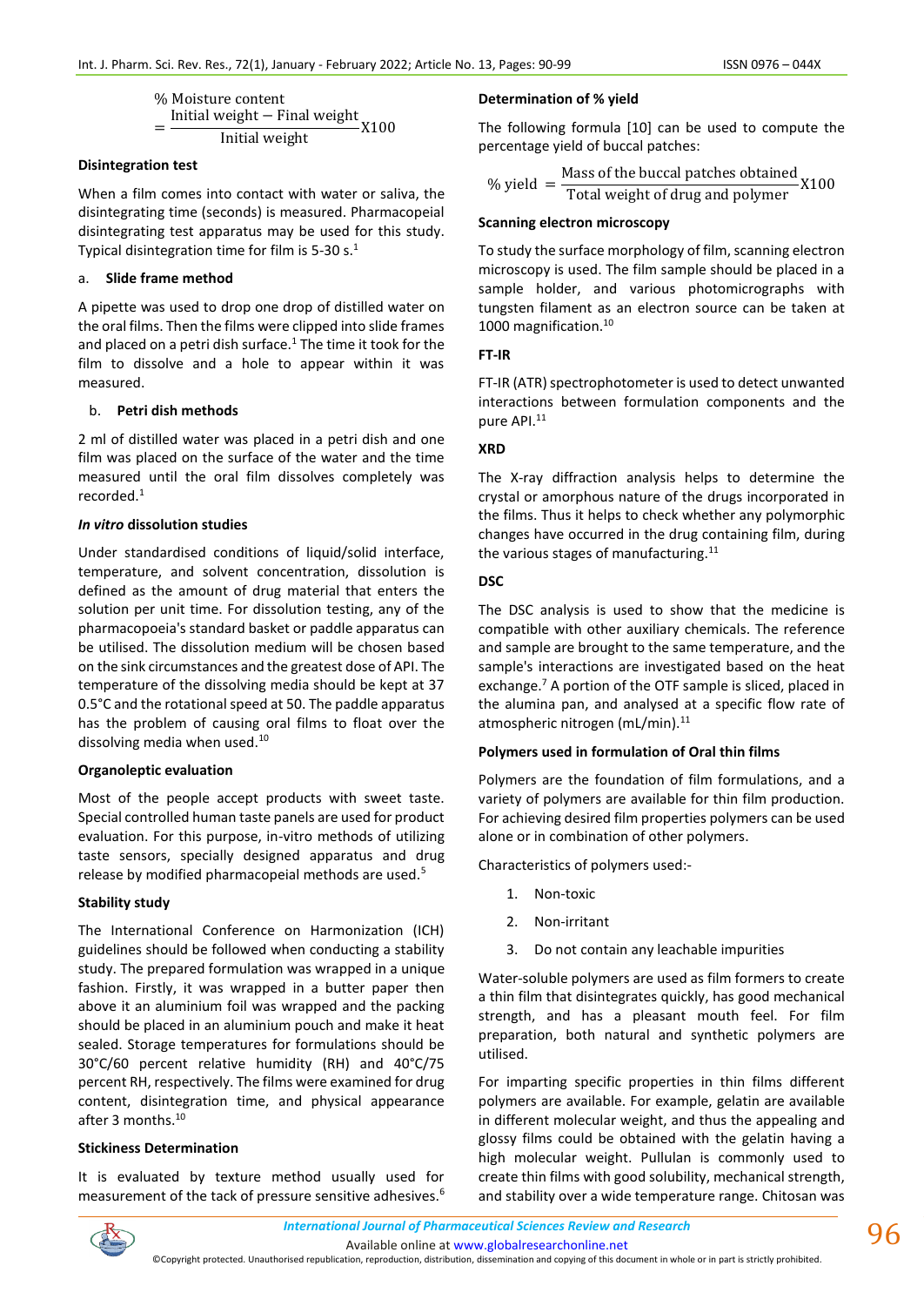$$\% \text{ Moisture content} = \frac{\text{Initial weight} - \text{Final weight}}{\text{Initial weight}} X100$$

### Disintegration test

When a film comes into contact with water or saliva, the disintegrating time (seconds) is measured. Pharmacopeial disintegrating test apparatus may be used for this study. Typical disintegration time for film is 5-30 s.[1]

a. **Slide frame method**

A pipette was used to drop one drop of distilled water on the oral films. Then the films were clipped into slide frames and placed on a petri dish surface.[1] The time it took for the film to dissolve and a hole to appear within it was measured.

b. **Petri dish methods**

2 ml of distilled water was placed in a petri dish and one film was placed on the surface of the water and the time measured until the oral film dissolves completely was recorded.[1]

### *In vitro* dissolution studies

Under standardised conditions of liquid/solid interface, temperature, and solvent concentration, dissolution is defined as the amount of drug material that enters the solution per unit time. For dissolution testing, any of the pharmacopoeia's standard basket or paddle apparatus can be utilised. The dissolution medium will be chosen based on the sink circumstances and the greatest dose of API. The temperature of the dissolving media should be kept at 37 0.5°C and the rotational speed at 50. The paddle apparatus has the problem of causing oral films to float over the dissolving media when used.[10]

### Organoleptic evaluation

Most of the people accept products with sweet taste. Special controlled human taste panels are used for product evaluation. For this purpose, in-vitro methods of utilizing taste sensors, specially designed apparatus and drug release by modified pharmacopeial methods are used.[5]

### Stability study

The International Conference on Harmonization (ICH) guidelines should be followed when conducting a stability study. The prepared formulation was wrapped in a unique fashion. Firstly, it was wrapped in a butter paper then above it an aluminium foil was wrapped and the packing should be placed in an aluminium pouch and make it heat sealed. Storage temperatures for formulations should be 30°C/60 percent relative humidity (RH) and 40°C/75 percent RH, respectively. The films were examined for drug content, disintegration time, and physical appearance after 3 months.[10]

### Stickiness Determination

It is evaluated by texture method usually used for measurement of the tack of pressure sensitive adhesives.[6]

### Determination of % yield

The following formula [10] can be used to compute the percentage yield of buccal patches:

$$\% \text{ yield } = \frac{\text{Mass of the buccal patches obtained}}{\text{Total weight of drug and polymer}} X100$$

### Scanning electron microscopy

To study the surface morphology of film, scanning electron microscopy is used. The film sample should be placed in a sample holder, and various photomicrographs with tungsten filament as an electron source can be taken at 1000 magnification.[10]

### FT-IR

FT-IR (ATR) spectrophotometer is used to detect unwanted interactions between formulation components and the pure API.[11]

### XRD

The X-ray diffraction analysis helps to determine the crystal or amorphous nature of the drugs incorporated in the films. Thus it helps to check whether any polymorphic changes have occurred in the drug containing film, during the various stages of manufacturing.[11]

### DSC

The DSC analysis is used to show that the medicine is compatible with other auxiliary chemicals. The reference and sample are brought to the same temperature, and the sample's interactions are investigated based on the heat exchange.[7] A portion of the OTF sample is sliced, placed in the alumina pan, and analysed at a specific flow rate of atmospheric nitrogen (mL/min).[11]

### Polymers used in formulation of Oral thin films

Polymers are the foundation of film formulations, and a variety of polymers are available for thin film production. For achieving desired film properties polymers can be used alone or in combination of other polymers.

Characteristics of polymers used:-

1. Non-toxic
2. Non-irritant
3. Do not contain any leachable impurities

Water-soluble polymers are used as film formers to create a thin film that disintegrates quickly, has good mechanical strength, and has a pleasant mouth feel. For film preparation, both natural and synthetic polymers are utilised.

For imparting specific properties in thin films different polymers are available. For example, gelatin are available in different molecular weight, and thus the appealing and glossy films could be obtained with the gelatin having a high molecular weight. Pullulan is commonly used to create thin films with good solubility, mechanical strength, and stability over a wide temperature range. Chitosan was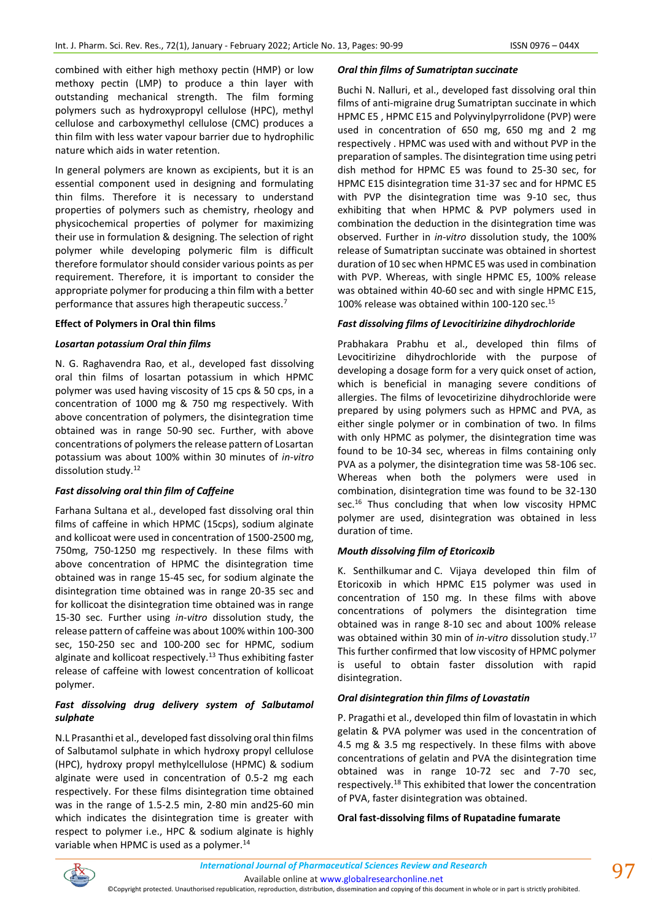combined with either high methoxy pectin (HMP) or low methoxy pectin (LMP) to produce a thin layer with outstanding mechanical strength. The film forming polymers such as hydroxypropyl cellulose (HPC), methyl cellulose and carboxymethyl cellulose (CMC) produces a thin film with less water vapour barrier due to hydrophilic nature which aids in water retention.

In general polymers are known as excipients, but it is an essential component used in designing and formulating thin films. Therefore it is necessary to understand properties of polymers such as chemistry, rheology and physicochemical properties of polymer for maximizing their use in formulation & designing. The selection of right polymer while developing polymeric film is difficult therefore formulator should consider various points as per requirement. Therefore, it is important to consider the appropriate polymer for producing a thin film with a better performance that assures high therapeutic success.[7]

**Effect of Polymers in Oral thin films**

***Losartan potassium Oral thin films***

N. G. Raghavendra Rao, et al., developed fast dissolving oral thin films of losartan potassium in which HPMC polymer was used having viscosity of 15 cps & 50 cps, in a concentration of 1000 mg & 750 mg respectively. With above concentration of polymers, the disintegration time obtained was in range 50-90 sec. Further, with above concentrations of polymers the release pattern of Losartan potassium was about 100% within 30 minutes of *in-vitro* dissolution study.[12]

***Fast dissolving oral thin film of Caffeine***

Farhana Sultana et al., developed fast dissolving oral thin films of caffeine in which HPMC (15cps), sodium alginate and kollicoat were used in concentration of 1500-2500 mg, 750mg, 750-1250 mg respectively. In these films with above concentration of HPMC the disintegration time obtained was in range 15-45 sec, for sodium alginate the disintegration time obtained was in range 20-35 sec and for kollicoat the disintegration time obtained was in range 15-30 sec. Further using *in-vitro* dissolution study, the release pattern of caffeine was about 100% within 100-300 sec, 150-250 sec and 100-200 sec for HPMC, sodium alginate and kollicoat respectively.[13] Thus exhibiting faster release of caffeine with lowest concentration of kollicoat polymer.

***Fast dissolving drug delivery system of Salbutamol sulphate***

N.L Prasanthi et al., developed fast dissolving oral thin films of Salbutamol sulphate in which hydroxy propyl cellulose (HPC), hydroxy propyl methylcellulose (HPMC) & sodium alginate were used in concentration of 0.5-2 mg each respectively. For these films disintegration time obtained was in the range of 1.5-2.5 min, 2-80 min and25-60 min which indicates the disintegration time is greater with respect to polymer i.e., HPC & sodium alginate is highly variable when HPMC is used as a polymer.[14]

***Oral thin films of Sumatriptan succinate***

Buchi N. Nalluri, et al., developed fast dissolving oral thin films of anti-migraine drug Sumatriptan succinate in which HPMC E5 , HPMC E15 and Polyvinylpyrrolidone (PVP) were used in concentration of 650 mg, 650 mg and 2 mg respectively . HPMC was used with and without PVP in the preparation of samples. The disintegration time using petri dish method for HPMC E5 was found to 25-30 sec, for HPMC E15 disintegration time 31-37 sec and for HPMC E5 with PVP the disintegration time was 9-10 sec, thus exhibiting that when HPMC & PVP polymers used in combination the deduction in the disintegration time was observed. Further in *in-vitro* dissolution study, the 100% release of Sumatriptan succinate was obtained in shortest duration of 10 sec when HPMC E5 was used in combination with PVP. Whereas, with single HPMC E5, 100% release was obtained within 40-60 sec and with single HPMC E15, 100% release was obtained within 100-120 sec.[15]

***Fast dissolving films of Levocitirizine dihydrochloride***

Prabhakara Prabhu et al., developed thin films of Levocitirizine dihydrochloride with the purpose of developing a dosage form for a very quick onset of action, which is beneficial in managing severe conditions of allergies. The films of levocetirizine dihydrochloride were prepared by using polymers such as HPMC and PVA, as either single polymer or in combination of two. In films with only HPMC as polymer, the disintegration time was found to be 10-34 sec, whereas in films containing only PVA as a polymer, the disintegration time was 58-106 sec. Whereas when both the polymers were used in combination, disintegration time was found to be 32-130 sec.[16] Thus concluding that when low viscosity HPMC polymer are used, disintegration was obtained in less duration of time.

***Mouth dissolving film of Etoricoxib***

K. Senthilkumar and C. Vijaya developed thin film of Etoricoxib in which HPMC E15 polymer was used in concentration of 150 mg. In these films with above concentrations of polymers the disintegration time obtained was in range 8-10 sec and about 100% release was obtained within 30 min of *in-vitro* dissolution study.[17] This further confirmed that low viscosity of HPMC polymer is useful to obtain faster dissolution with rapid disintegration.

***Oral disintegration thin films of Lovastatin***

P. Pragathi et al., developed thin film of lovastatin in which gelatin & PVA polymer was used in the concentration of 4.5 mg & 3.5 mg respectively. In these films with above concentrations of gelatin and PVA the disintegration time obtained was in range 10-72 sec and 7-70 sec, respectively.[18] This exhibited that lower the concentration of PVA, faster disintegration was obtained.

**Oral fast-dissolving films of Rupatadine fumarate**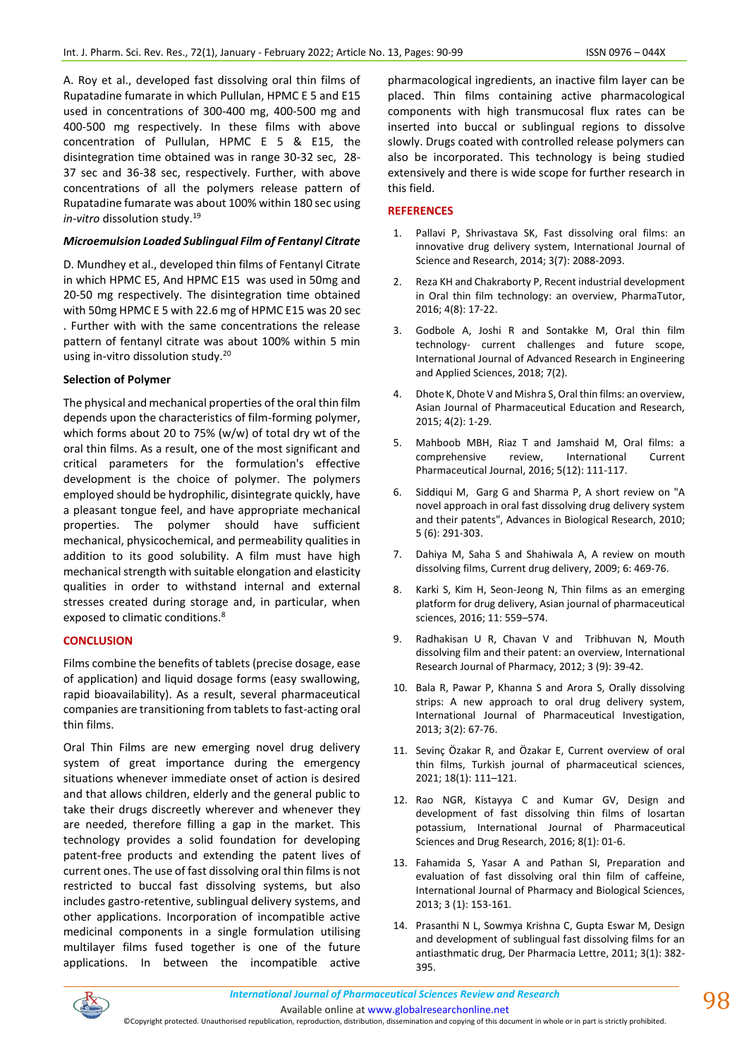A. Roy et al., developed fast dissolving oral thin films of Rupatadine fumarate in which Pullulan, HPMC E 5 and E15 used in concentrations of 300-400 mg, 400-500 mg and 400-500 mg respectively. In these films with above concentration of Pullulan, HPMC E 5 & E15, the disintegration time obtained was in range 30-32 sec, 28-37 sec and 36-38 sec, respectively. Further, with above concentrations of all the polymers release pattern of Rupatadine fumarate was about 100% within 180 sec using *in-vitro* dissolution study.[19]

### *Microemulsion Loaded Sublingual Film of Fentanyl Citrate*

D. Mundhey et al., developed thin films of Fentanyl Citrate in which HPMC E5, And HPMC E15 was used in 50mg and 20-50 mg respectively. The disintegration time obtained with 50mg HPMC E 5 with 22.6 mg of HPMC E15 was 20 sec . Further with with the same concentrations the release pattern of fentanyl citrate was about 100% within 5 min using in-vitro dissolution study.[20]

### Selection of Polymer

The physical and mechanical properties of the oral thin film depends upon the characteristics of film-forming polymer, which forms about 20 to 75% (w/w) of total dry wt of the oral thin films. As a result, one of the most significant and critical parameters for the formulation's effective development is the choice of polymer. The polymers employed should be hydrophilic, disintegrate quickly, have a pleasant tongue feel, and have appropriate mechanical properties. The polymer should have sufficient mechanical, physicochemical, and permeability qualities in addition to its good solubility. A film must have high mechanical strength with suitable elongation and elasticity qualities in order to withstand internal and external stresses created during storage and, in particular, when exposed to climatic conditions.[8]

## CONCLUSION

Films combine the benefits of tablets (precise dosage, ease of application) and liquid dosage forms (easy swallowing, rapid bioavailability). As a result, several pharmaceutical companies are transitioning from tablets to fast-acting oral thin films.

Oral Thin Films are new emerging novel drug delivery system of great importance during the emergency situations whenever immediate onset of action is desired and that allows children, elderly and the general public to take their drugs discreetly wherever and whenever they are needed, therefore filling a gap in the market. This technology provides a solid foundation for developing patent-free products and extending the patent lives of current ones. The use of fast dissolving oral thin films is not restricted to buccal fast dissolving systems, but also includes gastro-retentive, sublingual delivery systems, and other applications. Incorporation of incompatible active medicinal components in a single formulation utilising multilayer films fused together is one of the future applications. In between the incompatible active pharmacological ingredients, an inactive film layer can be placed. Thin films containing active pharmacological components with high transmucosal flux rates can be inserted into buccal or sublingual regions to dissolve slowly. Drugs coated with controlled release polymers can also be incorporated. This technology is being studied extensively and there is wide scope for further research in this field.

## REFERENCES

1. Pallavi P, Shrivastava SK, Fast dissolving oral films: an innovative drug delivery system, International Journal of Science and Research, 2014; 3(7): 2088-2093.
2. Reza KH and Chakraborty P, Recent industrial development in Oral thin film technology: an overview, PharmaTutor, 2016; 4(8): 17-22.
3. Godbole A, Joshi R and Sontakke M, Oral thin film technology- current challenges and future scope, International Journal of Advanced Research in Engineering and Applied Sciences, 2018; 7(2).
4. Dhote K, Dhote V and Mishra S, Oral thin films: an overview, Asian Journal of Pharmaceutical Education and Research, 2015; 4(2): 1-29.
5. Mahboob MBH, Riaz T and Jamshaid M, Oral films: a comprehensive review, International Current Pharmaceutical Journal, 2016; 5(12): 111-117.
6. Siddiqui M, Garg G and Sharma P, A short review on "A novel approach in oral fast dissolving drug delivery system and their patents", Advances in Biological Research, 2010; 5 (6): 291-303.
7. Dahiya M, Saha S and Shahiwala A, A review on mouth dissolving films, Current drug delivery, 2009; 6: 469-76.
8. Karki S, Kim H, Seon-Jeong N, Thin films as an emerging platform for drug delivery, Asian journal of pharmaceutical sciences, 2016; 11: 559–574.
9. Radhakisan U R, Chavan V and Tribhuvan N, Mouth dissolving film and their patent: an overview, International Research Journal of Pharmacy, 2012; 3 (9): 39-42.
10. Bala R, Pawar P, Khanna S and Arora S, Orally dissolving strips: A new approach to oral drug delivery system, International Journal of Pharmaceutical Investigation, 2013; 3(2): 67-76.
11. Sevinç Özakar R, and Özakar E, Current overview of oral thin films, Turkish journal of pharmaceutical sciences, 2021; 18(1): 111–121.
12. Rao NGR, Kistayya C and Kumar GV, Design and development of fast dissolving thin films of losartan potassium, International Journal of Pharmaceutical Sciences and Drug Research, 2016; 8(1): 01-6.
13. Fahamida S, Yasar A and Pathan SI, Preparation and evaluation of fast dissolving oral thin film of caffeine, International Journal of Pharmacy and Biological Sciences, 2013; 3 (1): 153-161.
14. Prasanthi N L, Sowmya Krishna C, Gupta Eswar M, Design and development of sublingual fast dissolving films for an antiasthmatic drug, Der Pharmacia Lettre, 2011; 3(1): 382-395.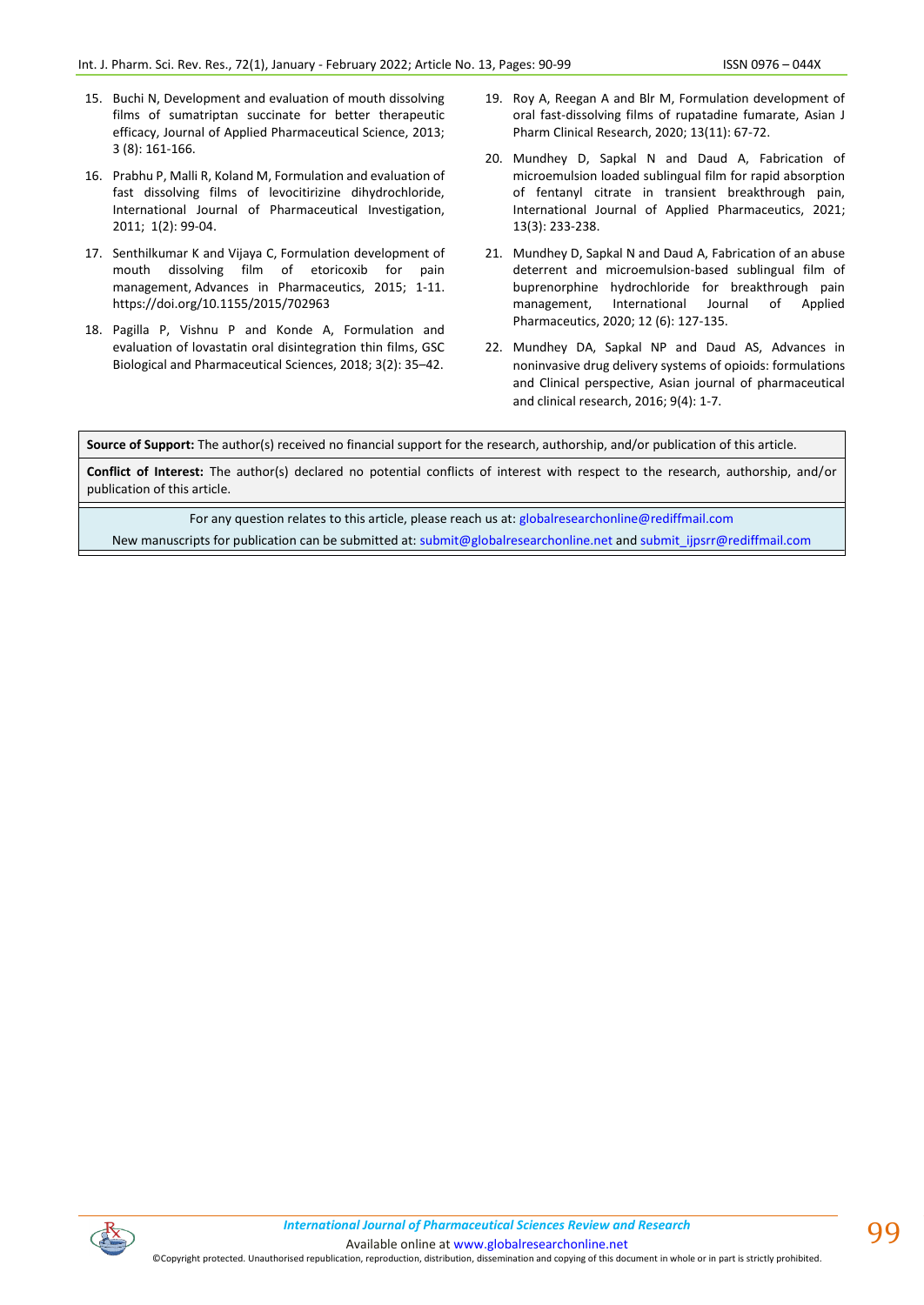15. Buchi N, Development and evaluation of mouth dissolving films of sumatriptan succinate for better therapeutic efficacy, Journal of Applied Pharmaceutical Science, 2013; 3 (8): 161-166.
16. Prabhu P, Malli R, Koland M, Formulation and evaluation of fast dissolving films of levocitirizine dihydrochloride, International Journal of Pharmaceutical Investigation, 2011; 1(2): 99-04.
17. Senthilkumar K and Vijaya C, Formulation development of mouth dissolving film of etoricoxib for pain management, Advances in Pharmaceutics, 2015; 1-11. https://doi.org/10.1155/2015/702963
18. Pagilla P, Vishnu P and Konde A, Formulation and evaluation of lovastatin oral disintegration thin films, GSC Biological and Pharmaceutical Sciences, 2018; 3(2): 35–42.
19. Roy A, Reegan A and Blr M, Formulation development of oral fast-dissolving films of rupatadine fumarate, Asian J Pharm Clinical Research, 2020; 13(11): 67-72.
20. Mundhey D, Sapkal N and Daud A, Fabrication of microemulsion loaded sublingual film for rapid absorption of fentanyl citrate in transient breakthrough pain, International Journal of Applied Pharmaceutics, 2021; 13(3): 233-238.
21. Mundhey D, Sapkal N and Daud A, Fabrication of an abuse deterrent and microemulsion-based sublingual film of buprenorphine hydrochloride for breakthrough pain management, International Journal of Applied Pharmaceutics, 2020; 12 (6): 127-135.
22. Mundhey DA, Sapkal NP and Daud AS, Advances in noninvasive drug delivery systems of opioids: formulations and Clinical perspective, Asian journal of pharmaceutical and clinical research, 2016; 9(4): 1-7.

**Source of Support:** The author(s) received no financial support for the research, authorship, and/or publication of this article.

**Conflict of Interest:** The author(s) declared no potential conflicts of interest with respect to the research, authorship, and/or publication of this article.

For any question relates to this article, please reach us at: globalresearchonline@rediffmail.com

New manuscripts for publication can be submitted at: submit@globalresearchonline.net and submit_ijpsrr@rediffmail.com